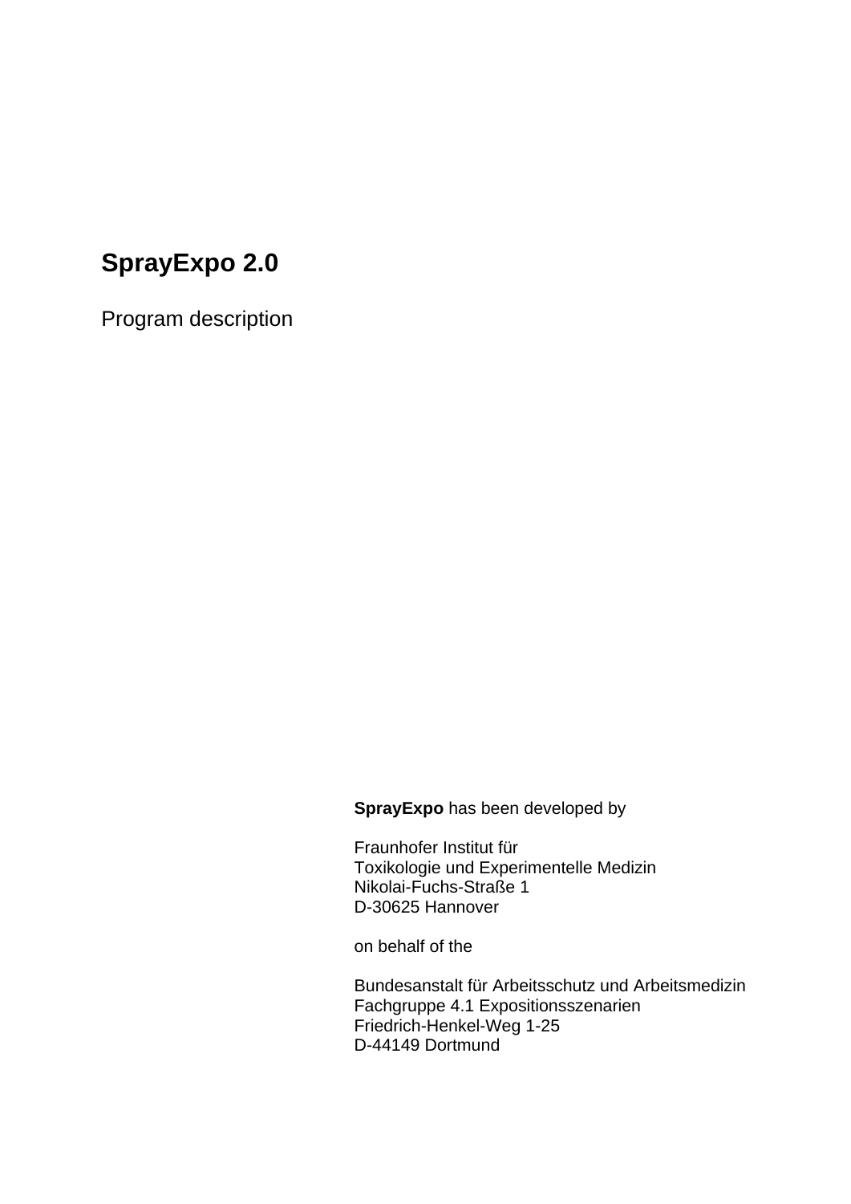# SprayExpo 2.0

Program description

**SprayExpo** has been developed by

Fraunhofer Institut für
Toxikologie und Experimentelle Medizin
Nikolai-Fuchs-Straße 1
D-30625 Hannover

on behalf of the

Bundesanstalt für Arbeitsschutz und Arbeitsmedizin
Fachgruppe 4.1 Expositionsszenarien
Friedrich-Henkel-Weg 1-25
D-44149 Dortmund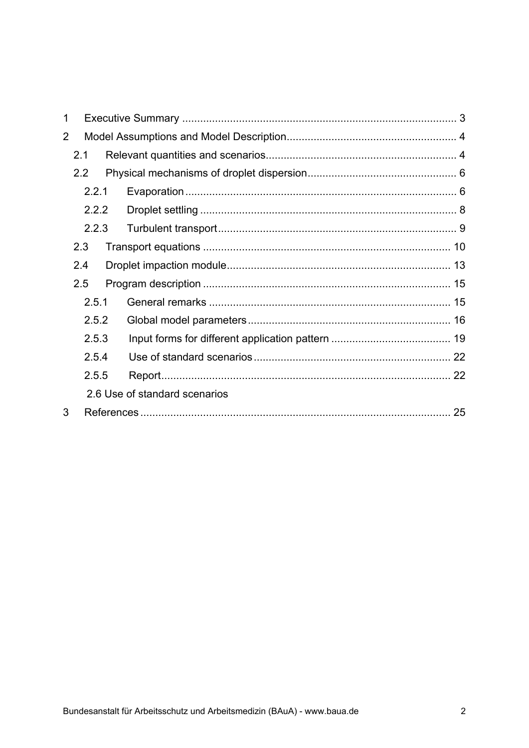1 Executive Summary ........................................................................................... 3

2 Model Assumptions and Model Description........................................................ 4

- 2.1 Relevant quantities and scenarios............................................................... 4
- 2.2 Physical mechanisms of droplet dispersion................................................. 6
  - 2.2.1 Evaporation .......................................................................................... 6
  - 2.2.2 Droplet settling ..................................................................................... 8
  - 2.2.3 Turbulent transport............................................................................... 9
- 2.3 Transport equations .................................................................................. 10
- 2.4 Droplet impaction module.......................................................................... 13
- 2.5 Program description .................................................................................. 15
  - 2.5.1 General remarks ................................................................................ 15
  - 2.5.2 Global model parameters................................................................... 16
  - 2.5.3 Input forms for different application pattern ........................................ 19
  - 2.5.4 Use of standard scenarios................................................................. 22
  - 2.5.5 Report................................................................................................ 22
- 2.6 Use of standard scenarios

3 References ....................................................................................................... 25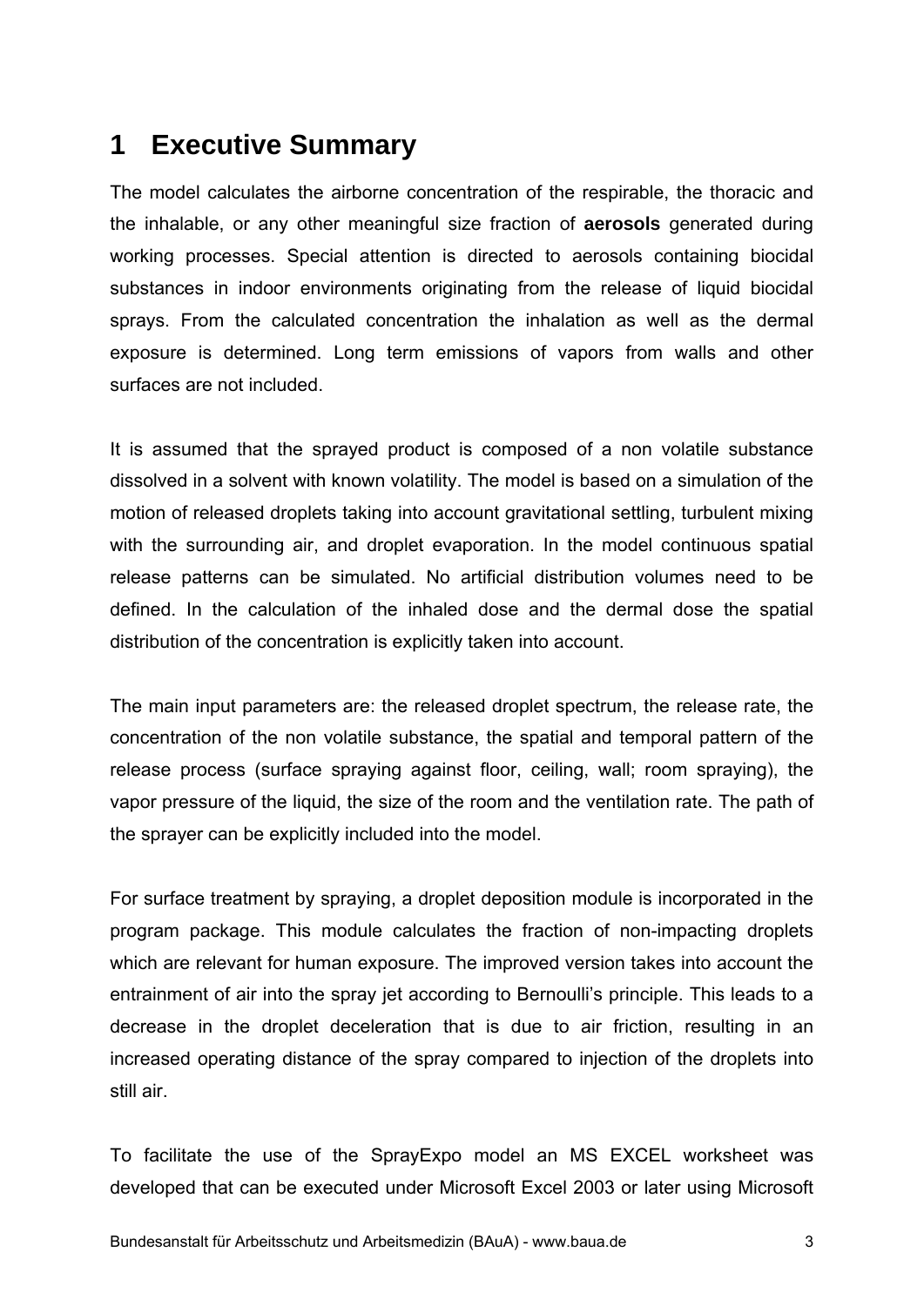# 1 Executive Summary

The model calculates the airborne concentration of the respirable, the thoracic and the inhalable, or any other meaningful size fraction of **aerosols** generated during working processes. Special attention is directed to aerosols containing biocidal substances in indoor environments originating from the release of liquid biocidal sprays. From the calculated concentration the inhalation as well as the dermal exposure is determined. Long term emissions of vapors from walls and other surfaces are not included.

It is assumed that the sprayed product is composed of a non volatile substance dissolved in a solvent with known volatility. The model is based on a simulation of the motion of released droplets taking into account gravitational settling, turbulent mixing with the surrounding air, and droplet evaporation. In the model continuous spatial release patterns can be simulated. No artificial distribution volumes need to be defined. In the calculation of the inhaled dose and the dermal dose the spatial distribution of the concentration is explicitly taken into account.

The main input parameters are: the released droplet spectrum, the release rate, the concentration of the non volatile substance, the spatial and temporal pattern of the release process (surface spraying against floor, ceiling, wall; room spraying), the vapor pressure of the liquid, the size of the room and the ventilation rate. The path of the sprayer can be explicitly included into the model.

For surface treatment by spraying, a droplet deposition module is incorporated in the program package. This module calculates the fraction of non-impacting droplets which are relevant for human exposure. The improved version takes into account the entrainment of air into the spray jet according to Bernoulli's principle. This leads to a decrease in the droplet deceleration that is due to air friction, resulting in an increased operating distance of the spray compared to injection of the droplets into still air.

To facilitate the use of the SprayExpo model an MS EXCEL worksheet was developed that can be executed under Microsoft Excel 2003 or later using Microsoft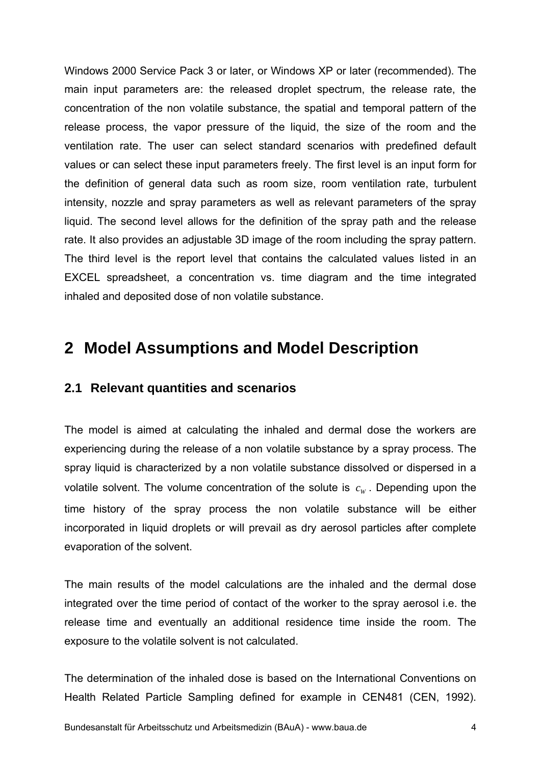Windows 2000 Service Pack 3 or later, or Windows XP or later (recommended). The main input parameters are: the released droplet spectrum, the release rate, the concentration of the non volatile substance, the spatial and temporal pattern of the release process, the vapor pressure of the liquid, the size of the room and the ventilation rate. The user can select standard scenarios with predefined default values or can select these input parameters freely. The first level is an input form for the definition of general data such as room size, room ventilation rate, turbulent intensity, nozzle and spray parameters as well as relevant parameters of the spray liquid. The second level allows for the definition of the spray path and the release rate. It also provides an adjustable 3D image of the room including the spray pattern. The third level is the report level that contains the calculated values listed in an EXCEL spreadsheet, a concentration vs. time diagram and the time integrated inhaled and deposited dose of non volatile substance.

# 2 Model Assumptions and Model Description

## 2.1 Relevant quantities and scenarios

The model is aimed at calculating the inhaled and dermal dose the workers are experiencing during the release of a non volatile substance by a spray process. The spray liquid is characterized by a non volatile substance dissolved or dispersed in a volatile solvent. The volume concentration of the solute is $c_W$. Depending upon the time history of the spray process the non volatile substance will be either incorporated in liquid droplets or will prevail as dry aerosol particles after complete evaporation of the solvent.

The main results of the model calculations are the inhaled and the dermal dose integrated over the time period of contact of the worker to the spray aerosol i.e. the release time and eventually an additional residence time inside the room. The exposure to the volatile solvent is not calculated.

The determination of the inhaled dose is based on the International Conventions on Health Related Particle Sampling defined for example in CEN481 (CEN, 1992).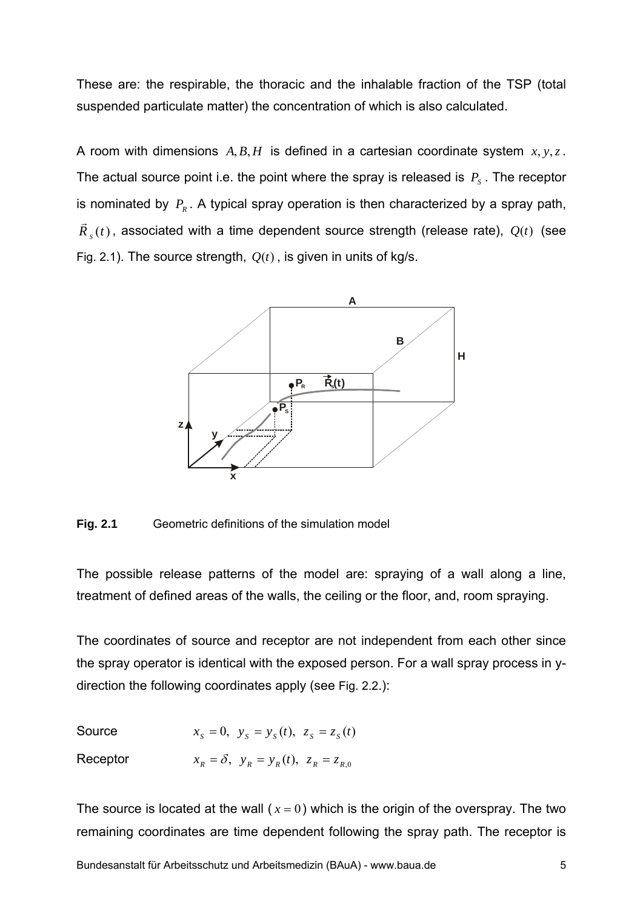These are: the respirable, the thoracic and the inhalable fraction of the TSP (total suspended particulate matter) the concentration of which is also calculated.

A room with dimensions $A, B, H$ is defined in a cartesian coordinate system $x, y, z$. The actual source point i.e. the point where the spray is released is $P_S$. The receptor is nominated by $P_R$. A typical spray operation is then characterized by a spray path, $\vec{R}_S(t)$, associated with a time dependent source strength (release rate), $Q(t)$ (see Fig. 2.1). The source strength, $Q(t)$, is given in units of kg/s.

**Fig. 2.1** Geometric definitions of the simulation model

The possible release patterns of the model are: spraying of a wall along a line, treatment of defined areas of the walls, the ceiling or the floor, and, room spraying.

The coordinates of source and receptor are not independent from each other since the spray operator is identical with the exposed person. For a wall spray process in y-direction the following coordinates apply (see Fig. 2.2.):

Source $\quad x_S = 0, \; y_S = y_S(t), \; z_S = z_S(t)$

Receptor $\quad x_R = \delta, \; y_R = y_R(t), \; z_R = z_{R,0}$

The source is located at the wall ($x = 0$) which is the origin of the overspray. The two remaining coordinates are time dependent following the spray path. The receptor is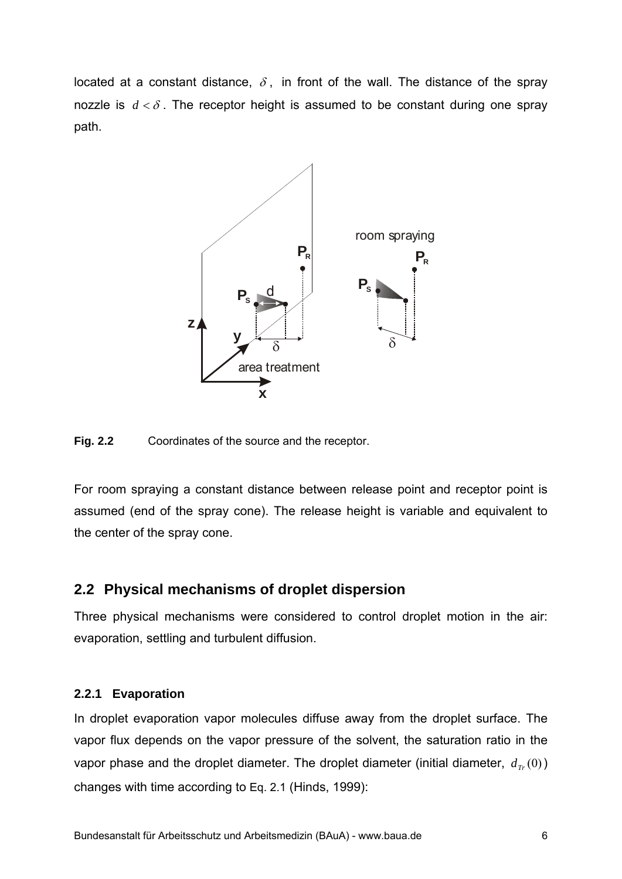located at a constant distance, $\delta$, in front of the wall. The distance of the spray nozzle is $d < \delta$. The receptor height is assumed to be constant during one spray path.

**Fig. 2.2** Coordinates of the source and the receptor.

For room spraying a constant distance between release point and receptor point is assumed (end of the spray cone). The release height is variable and equivalent to the center of the spray cone.

## 2.2 Physical mechanisms of droplet dispersion

Three physical mechanisms were considered to control droplet motion in the air: evaporation, settling and turbulent diffusion.

### 2.2.1 Evaporation

In droplet evaporation vapor molecules diffuse away from the droplet surface. The vapor flux depends on the vapor pressure of the solvent, the saturation ratio in the vapor phase and the droplet diameter. The droplet diameter (initial diameter, $d_{Tr}(0)$) changes with time according to Eq. 2.1 (Hinds, 1999):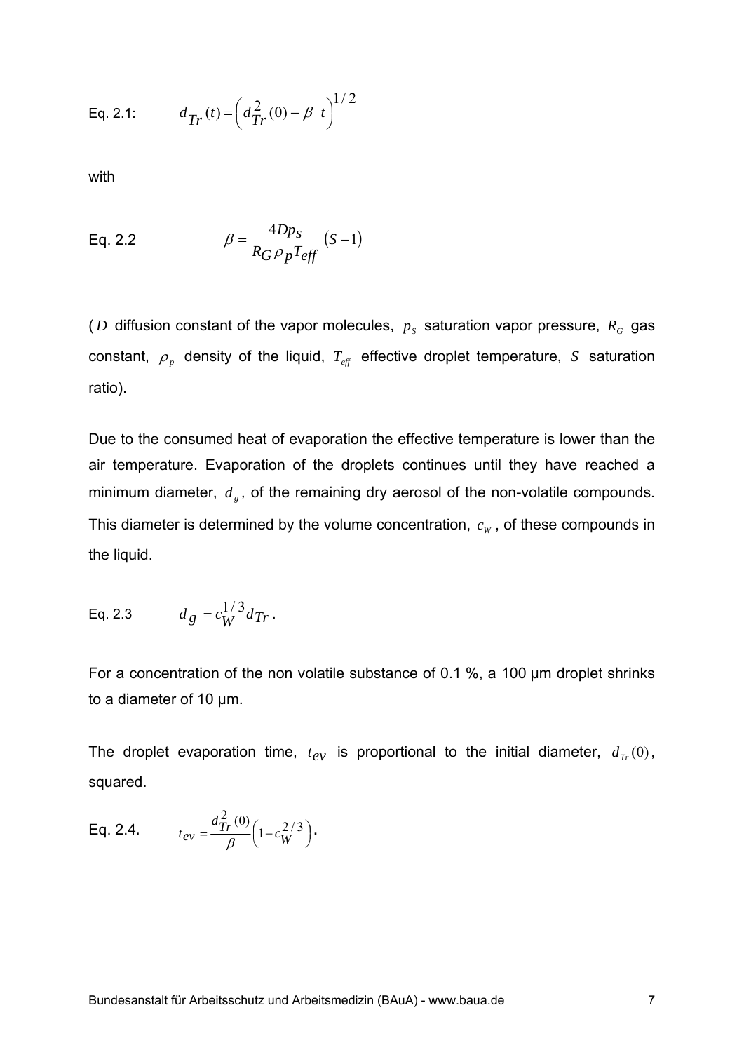Eq. 2.1:

$$d_{Tr}(t) = \left( d_{Tr}^2(0) - \beta \; t \right)^{1/2}$$

with

Eq. 2.2

$$\beta = \frac{4Dp_S}{R_G \rho_p T_{eff}} (S - 1)$$

($D$ diffusion constant of the vapor molecules, $p_S$ saturation vapor pressure, $R_G$ gas constant, $\rho_p$ density of the liquid, $T_{eff}$ effective droplet temperature, $S$ saturation ratio).

Due to the consumed heat of evaporation the effective temperature is lower than the air temperature. Evaporation of the droplets continues until they have reached a minimum diameter, $d_g$, of the remaining dry aerosol of the non-volatile compounds. This diameter is determined by the volume concentration, $c_W$, of these compounds in the liquid.

Eq. 2.3

$$d_g = c_W^{1/3} d_{Tr} .$$

For a concentration of the non volatile substance of 0.1 %, a 100 µm droplet shrinks to a diameter of 10 µm.

The droplet evaporation time, $t_{ev}$ is proportional to the initial diameter, $d_{Tr}(0)$, squared.

Eq. 2.4.

$$t_{ev} = \frac{d_{Tr}^2(0)}{\beta} \left( 1 - c_W^{2/3} \right).$$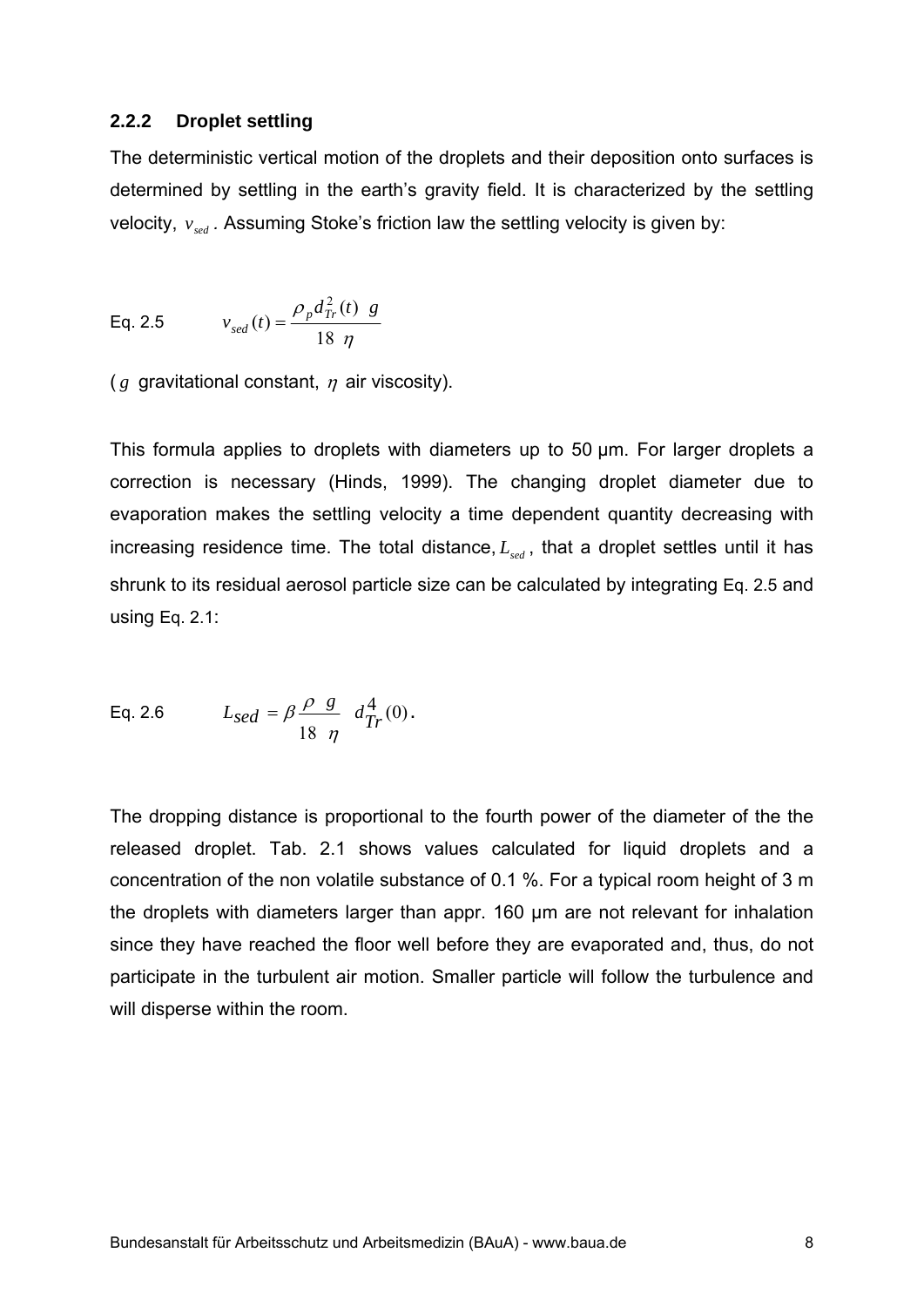### 2.2.2 Droplet settling

The deterministic vertical motion of the droplets and their deposition onto surfaces is determined by settling in the earth's gravity field. It is characterized by the settling velocity, $v_{sed}$. Assuming Stoke's friction law the settling velocity is given by:

Eq. 2.5
$$v_{sed}(t) = \frac{\rho_p d_{Tr}^2(t)\ g}{18\ \eta}$$

($g$ gravitational constant, $\eta$ air viscosity).

This formula applies to droplets with diameters up to 50 µm. For larger droplets a correction is necessary (Hinds, 1999). The changing droplet diameter due to evaporation makes the settling velocity a time dependent quantity decreasing with increasing residence time. The total distance, $L_{sed}$, that a droplet settles until it has shrunk to its residual aerosol particle size can be calculated by integrating Eq. 2.5 and using Eq. 2.1:

Eq. 2.6
$$L_{sed} = \beta \frac{\rho\ g}{18\ \eta}\ d_{Tr}^4(0).$$

The dropping distance is proportional to the fourth power of the diameter of the the released droplet. Tab. 2.1 shows values calculated for liquid droplets and a concentration of the non volatile substance of 0.1 %. For a typical room height of 3 m the droplets with diameters larger than appr. 160 µm are not relevant for inhalation since they have reached the floor well before they are evaporated and, thus, do not participate in the turbulent air motion. Smaller particle will follow the turbulence and will disperse within the room.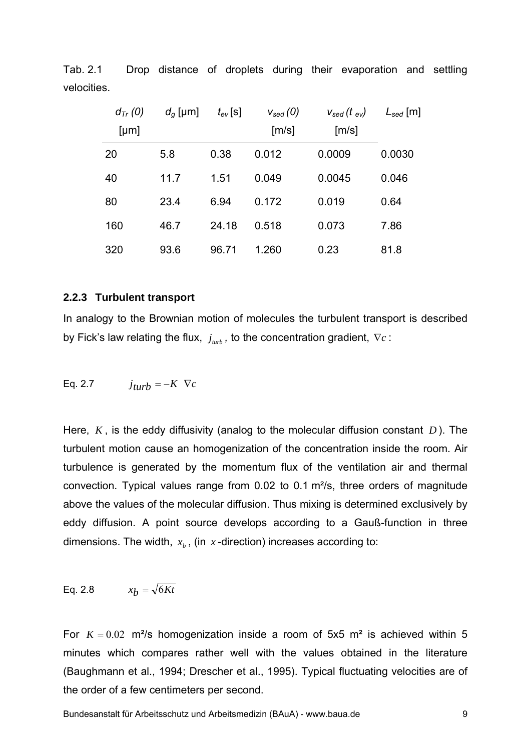Tab. 2.1 Drop distance of droplets during their evaporation and settling velocities.

| $d_{Tr}(0)$ [µm] | $d_g$ [µm] | $t_{ev}$ [s] | $v_{sed}(0)$ [m/s] | $v_{sed}(t_{ev})$ [m/s] | $L_{sed}$ [m] |
|---|---|---|---|---|---|
| 20 | 5.8 | 0.38 | 0.012 | 0.0009 | 0.0030 |
| 40 | 11.7 | 1.51 | 0.049 | 0.0045 | 0.046 |
| 80 | 23.4 | 6.94 | 0.172 | 0.019 | 0.64 |
| 160 | 46.7 | 24.18 | 0.518 | 0.073 | 7.86 |
| 320 | 93.6 | 96.71 | 1.260 | 0.23 | 81.8 |

### 2.2.3 Turbulent transport

In analogy to the Brownian motion of molecules the turbulent transport is described by Fick's law relating the flux, $j_{turb}$, to the concentration gradient, $\nabla c$:

Eq. 2.7
$$j_{turb} = -K \ \nabla c$$

Here, $K$, is the eddy diffusivity (analog to the molecular diffusion constant $D$). The turbulent motion cause an homogenization of the concentration inside the room. Air turbulence is generated by the momentum flux of the ventilation air and thermal convection. Typical values range from 0.02 to 0.1 m²/s, three orders of magnitude above the values of the molecular diffusion. Thus mixing is determined exclusively by eddy diffusion. A point source develops according to a Gauß-function in three dimensions. The width, $x_b$, (in $x$-direction) increases according to:

Eq. 2.8
$$x_b = \sqrt{6Kt}$$

For $K = 0.02$ m²/s homogenization inside a room of 5x5 m² is achieved within 5 minutes which compares rather well with the values obtained in the literature (Baughmann et al., 1994; Drescher et al., 1995). Typical fluctuating velocities are of the order of a few centimeters per second.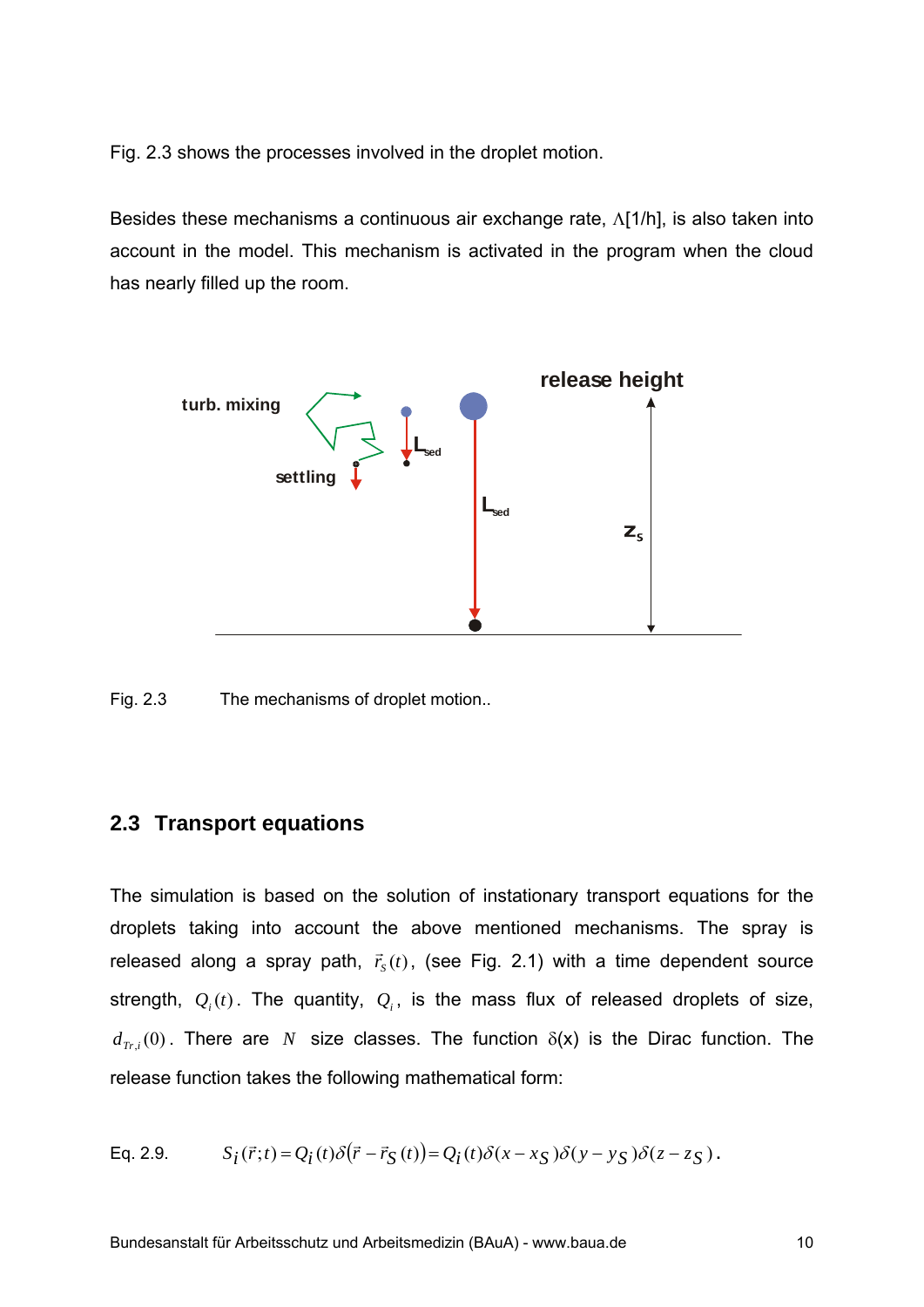Fig. 2.3 shows the processes involved in the droplet motion.

Besides these mechanisms a continuous air exchange rate, $\Lambda$[1/h], is also taken into account in the model. This mechanism is activated in the program when the cloud has nearly filled up the room.

Fig. 2.3 The mechanisms of droplet motion..

## 2.3 Transport equations

The simulation is based on the solution of instationary transport equations for the droplets taking into account the above mentioned mechanisms. The spray is released along a spray path, $\vec{r}_s(t)$, (see Fig. 2.1) with a time dependent source strength, $Q_i(t)$. The quantity, $Q_i$, is the mass flux of released droplets of size, $d_{Tr,i}(0)$. There are $N$ size classes. The function $\delta$(x) is the Dirac function. The release function takes the following mathematical form:

Eq. 2.9.
$$S_i(\vec{r};t) = Q_i(t)\delta\left(\vec{r} - \vec{r}_S(t)\right) = Q_i(t)\delta(x - x_S)\delta(y - y_S)\delta(z - z_S)\,.$$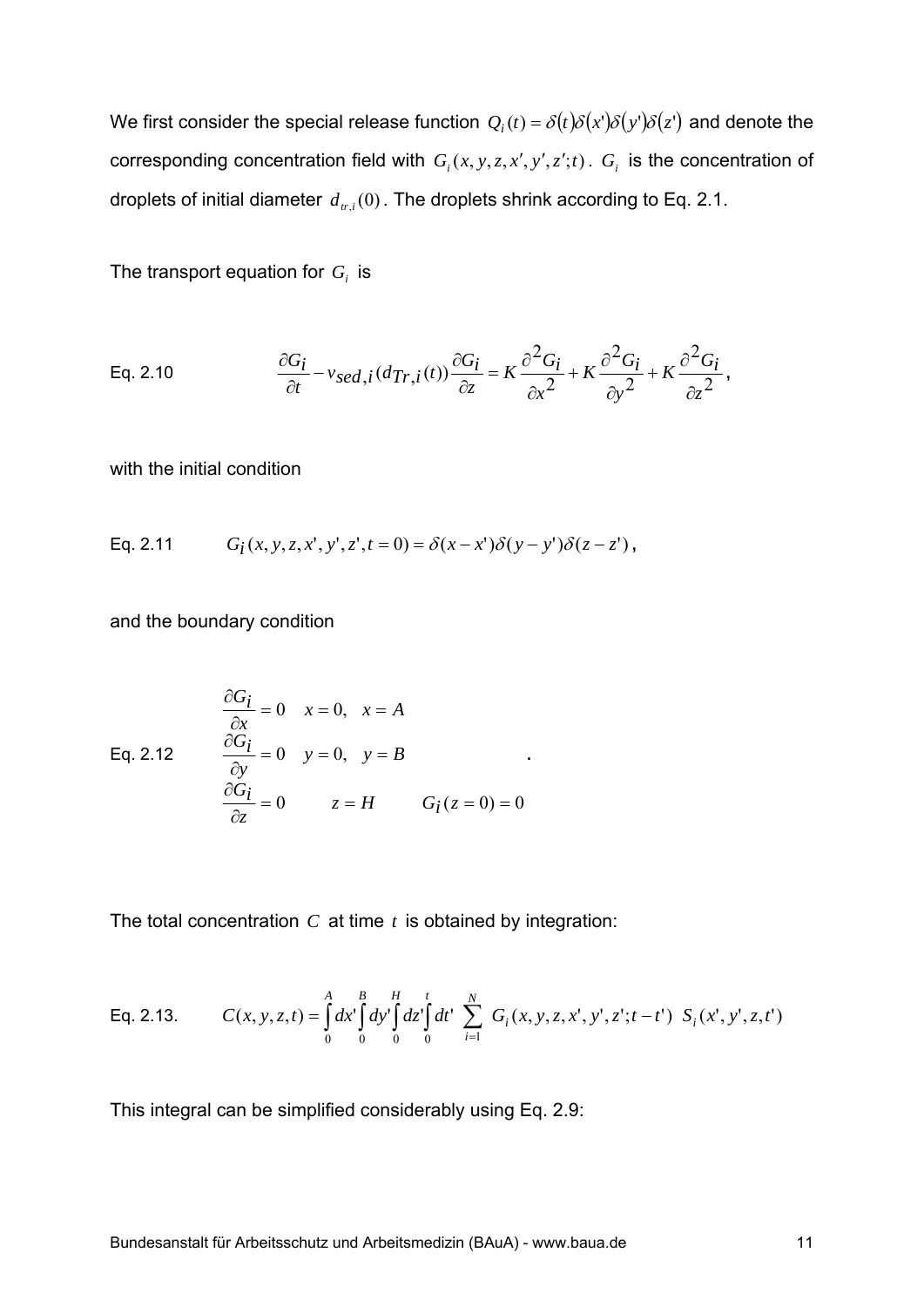We first consider the special release function $Q_i(t) = \delta(t)\delta(x')\delta(y')\delta(z')$ and denote the corresponding concentration field with $G_i(x, y, z, x', y', z'; t)$. $G_i$ is the concentration of droplets of initial diameter $d_{tr,i}(0)$. The droplets shrink according to Eq. 2.1.

The transport equation for $G_i$ is

Eq. 2.10
$$\frac{\partial G_i}{\partial t} - v_{sed,i}(d_{Tr,i}(t))\frac{\partial G_i}{\partial z} = K\frac{\partial^2 G_i}{\partial x^2} + K\frac{\partial^2 G_i}{\partial y^2} + K\frac{\partial^2 G_i}{\partial z^2},$$

with the initial condition

Eq. 2.11
$$G_i(x, y, z, x', y', z', t = 0) = \delta(x - x')\delta(y - y')\delta(z - z'),$$

and the boundary condition

Eq. 2.12
$$\begin{aligned} &\frac{\partial G_i}{\partial x} = 0 \quad x = 0, \quad x = A \\ &\frac{\partial G_i}{\partial y} = 0 \quad y = 0, \quad y = B \\ &\frac{\partial G_i}{\partial z} = 0 \qquad z = H \qquad G_i(z = 0) = 0 \end{aligned}.$$

The total concentration $C$ at time $t$ is obtained by integration:

Eq. 2.13.
$$C(x, y, z, t) = \int_0^A dx' \int_0^B dy' \int_0^H dz' \int_0^t dt' \sum_{i=1}^{N} G_i(x, y, z, x', y', z'; t - t')\ S_i(x', y', z, t')$$

This integral can be simplified considerably using Eq. 2.9: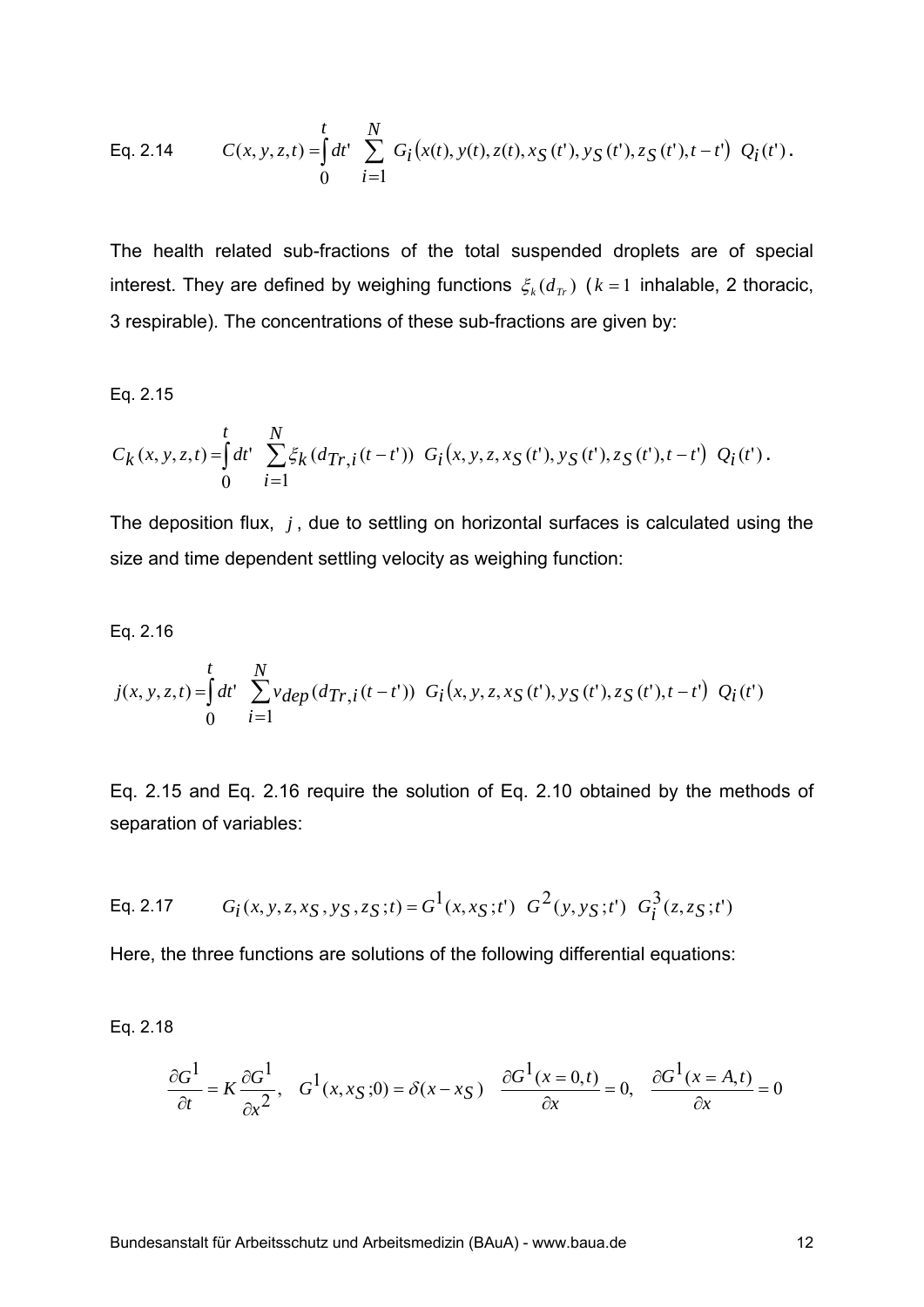Eq. 2.14 $$C(x,y,z,t) = \int_0^t dt' \sum_{i=1}^{N} G_i\big(x(t), y(t), z(t), x_S(t'), y_S(t'), z_S(t'), t-t'\big)\ Q_i(t')\,.$$

The health related sub-fractions of the total suspended droplets are of special interest. They are defined by weighing functions $\xi_k(d_{Tr})$ ($k=1$ inhalable, 2 thoracic, 3 respirable). The concentrations of these sub-fractions are given by:

Eq. 2.15

$$C_k(x,y,z,t) = \int_0^t dt' \sum_{i=1}^{N} \xi_k(d_{Tr,i}(t-t'))\ G_i\big(x, y, z, x_S(t'), y_S(t'), z_S(t'), t-t'\big)\ Q_i(t')\,.$$

The deposition flux, $j$, due to settling on horizontal surfaces is calculated using the size and time dependent settling velocity as weighing function:

Eq. 2.16

$$j(x,y,z,t) = \int_0^t dt' \sum_{i=1}^{N} v_{dep}(d_{Tr,i}(t-t'))\ G_i\big(x, y, z, x_S(t'), y_S(t'), z_S(t'), t-t'\big)\ Q_i(t')$$

Eq. 2.15 and Eq. 2.16 require the solution of Eq. 2.10 obtained by the methods of separation of variables:

Eq. 2.17 $$G_i(x,y,z,x_S,y_S,z_S;t) = G^1(x,x_S;t')\ G^2(y,y_S;t')\ G_i^3(z,z_S;t')$$

Here, the three functions are solutions of the following differential equations:

Eq. 2.18

$$\frac{\partial G^1}{\partial t} = K\frac{\partial G^1}{\partial x^2}, \quad G^1(x,x_S;0) = \delta(x-x_S) \quad \frac{\partial G^1(x=0,t)}{\partial x} = 0, \quad \frac{\partial G^1(x=A,t)}{\partial x} = 0$$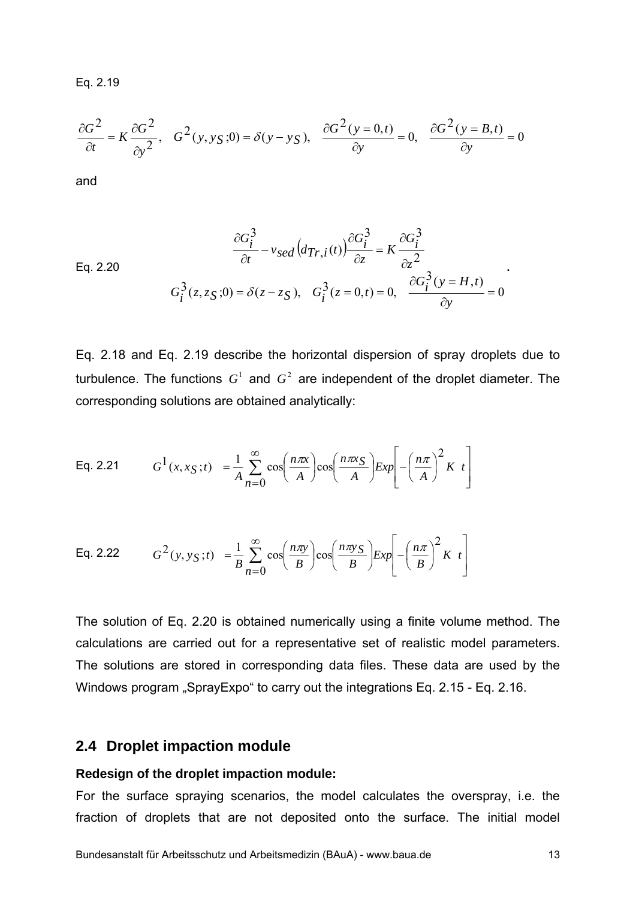Eq. 2.19

$$\frac{\partial G^2}{\partial t} = K \frac{\partial G^2}{\partial y^2}, \quad G^2(y, y_S; 0) = \delta(y - y_S), \quad \frac{\partial G^2(y=0,t)}{\partial y} = 0, \quad \frac{\partial G^2(y=B,t)}{\partial y} = 0$$

and

Eq. 2.20

$$\frac{\partial G_i^3}{\partial t} - v_{sed}\left(d_{Tr,i}(t)\right)\frac{\partial G_i^3}{\partial z} = K \frac{\partial G_i^3}{\partial z^2}$$
$$G_i^3(z, z_S; 0) = \delta(z - z_S), \quad G_i^3(z=0,t) = 0, \quad \frac{\partial G_i^3(y=H,t)}{\partial y} = 0 .$$

Eq. 2.18 and Eq. 2.19 describe the horizontal dispersion of spray droplets due to turbulence. The functions $G^1$ and $G^2$ are independent of the droplet diameter. The corresponding solutions are obtained analytically:

Eq. 2.21

$$G^1(x, x_S; t) = \frac{1}{A}\sum_{n=0}^{\infty}\cos\left(\frac{n\pi x}{A}\right)\cos\left(\frac{n\pi x_S}{A}\right) Exp\left[-\left(\frac{n\pi}{A}\right)^2 K \; t\right]$$

Eq. 2.22

$$G^2(y, y_S; t) = \frac{1}{B}\sum_{n=0}^{\infty}\cos\left(\frac{n\pi y}{B}\right)\cos\left(\frac{n\pi y_S}{B}\right) Exp\left[-\left(\frac{n\pi}{B}\right)^2 K \; t\right]$$

The solution of Eq. 2.20 is obtained numerically using a finite volume method. The calculations are carried out for a representative set of realistic model parameters. The solutions are stored in corresponding data files. These data are used by the Windows program „SprayExpo" to carry out the integrations Eq. 2.15 - Eq. 2.16.

## 2.4 Droplet impaction module

**Redesign of the droplet impaction module:**

For the surface spraying scenarios, the model calculates the overspray, i.e. the fraction of droplets that are not deposited onto the surface. The initial model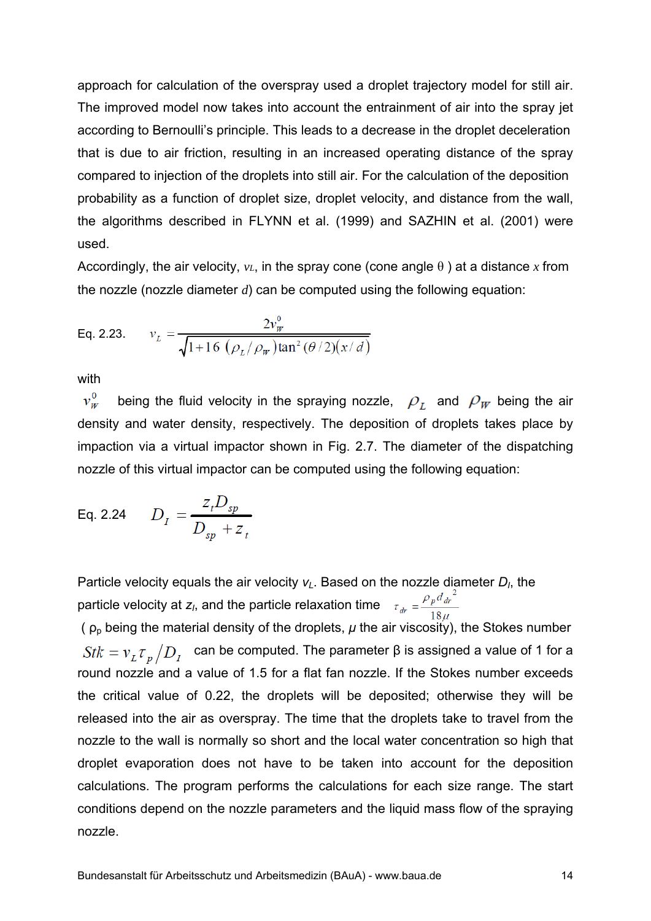approach for calculation of the overspray used a droplet trajectory model for still air. The improved model now takes into account the entrainment of air into the spray jet according to Bernoulli's principle. This leads to a decrease in the droplet deceleration that is due to air friction, resulting in an increased operating distance of the spray compared to injection of the droplets into still air. For the calculation of the deposition probability as a function of droplet size, droplet velocity, and distance from the wall, the algorithms described in FLYNN et al. (1999) and SAZHIN et al. (2001) were used.

Accordingly, the air velocity, $v_L$, in the spray cone (cone angle $\theta$) at a distance $x$ from the nozzle (nozzle diameter $d$) can be computed using the following equation:

Eq. 2.23.
$$v_L = \frac{2v_W^0}{\sqrt{1+16\,(\rho_L/\rho_W)\tan^2(\theta/2)(x/d)}}$$

with

$v_W^0$ being the fluid velocity in the spraying nozzle, $\rho_L$ and $\rho_W$ being the air density and water density, respectively. The deposition of droplets takes place by impaction via a virtual impactor shown in Fig. 2.7. The diameter of the dispatching nozzle of this virtual impactor can be computed using the following equation:

Eq. 2.24
$$D_I = \frac{z_t D_{sp}}{D_{sp} + z_t}$$

Particle velocity equals the air velocity $v_L$. Based on the nozzle diameter $D_I$, the particle velocity at $z_I$, and the particle relaxation time $\tau_{dr} = \frac{\rho_p d_{dr}^2}{18\mu}$ ($\rho_p$ being the material density of the droplets, $\mu$ the air viscosity), the Stokes number $Stk = v_L \tau_p / D_I$ can be computed. The parameter β is assigned a value of 1 for a round nozzle and a value of 1.5 for a flat fan nozzle. If the Stokes number exceeds the critical value of 0.22, the droplets will be deposited; otherwise they will be released into the air as overspray. The time that the droplets take to travel from the nozzle to the wall is normally so short and the local water concentration so high that droplet evaporation does not have to be taken into account for the deposition calculations. The program performs the calculations for each size range. The start conditions depend on the nozzle parameters and the liquid mass flow of the spraying nozzle.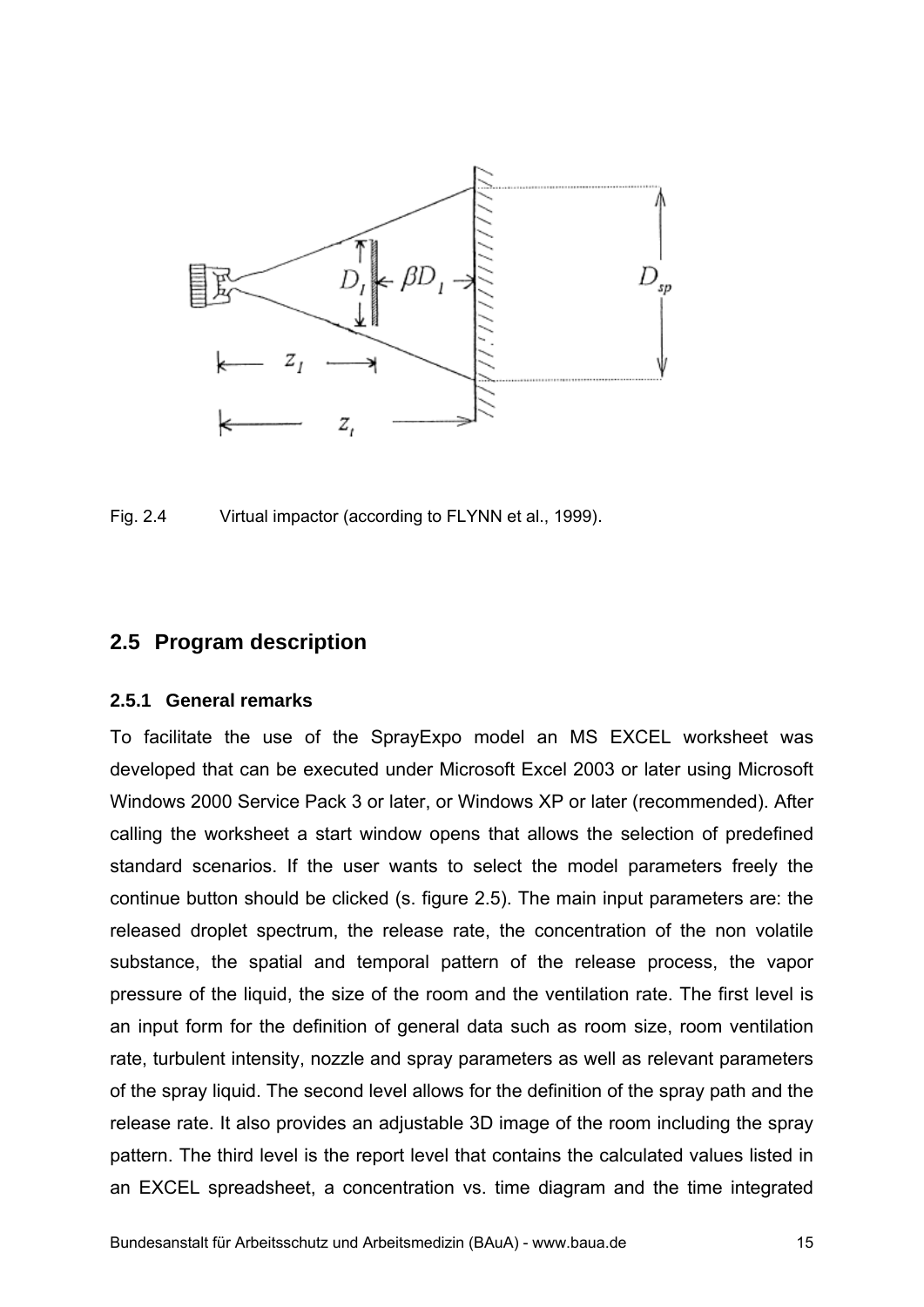Fig. 2.4 Virtual impactor (according to FLYNN et al., 1999).

## 2.5 Program description

### 2.5.1 General remarks

To facilitate the use of the SprayExpo model an MS EXCEL worksheet was developed that can be executed under Microsoft Excel 2003 or later using Microsoft Windows 2000 Service Pack 3 or later, or Windows XP or later (recommended). After calling the worksheet a start window opens that allows the selection of predefined standard scenarios. If the user wants to select the model parameters freely the continue button should be clicked (s. figure 2.5). The main input parameters are: the released droplet spectrum, the release rate, the concentration of the non volatile substance, the spatial and temporal pattern of the release process, the vapor pressure of the liquid, the size of the room and the ventilation rate. The first level is an input form for the definition of general data such as room size, room ventilation rate, turbulent intensity, nozzle and spray parameters as well as relevant parameters of the spray liquid. The second level allows for the definition of the spray path and the release rate. It also provides an adjustable 3D image of the room including the spray pattern. The third level is the report level that contains the calculated values listed in an EXCEL spreadsheet, a concentration vs. time diagram and the time integrated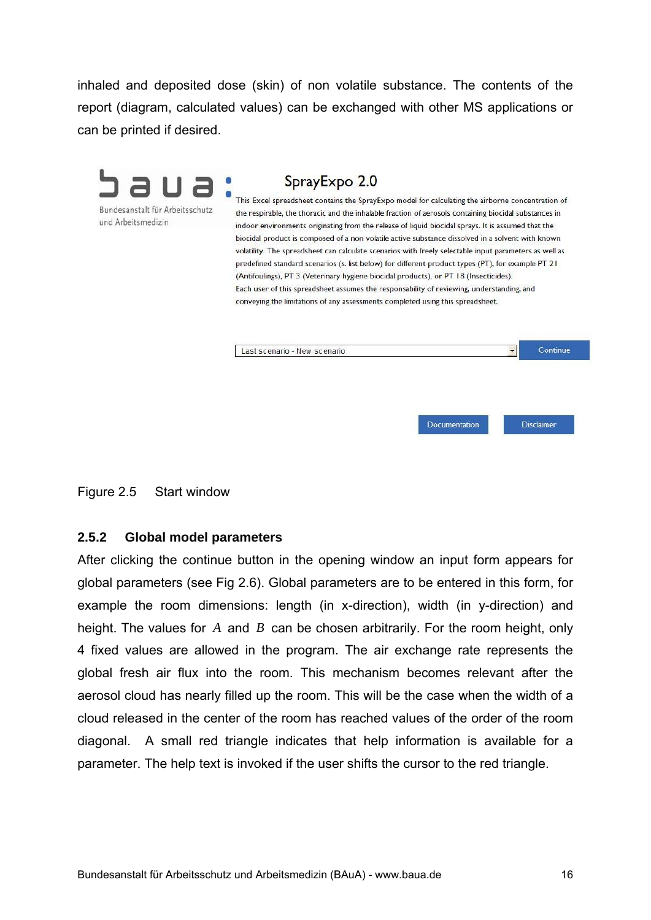inhaled and deposited dose (skin) of non volatile substance. The contents of the report (diagram, calculated values) can be exchanged with other MS applications or can be printed if desired.

baua:
Bundesanstalt für Arbeitsschutz und Arbeitsmedizin

SprayExpo 2.0

This Excel spreadsheet contains the SprayExpo model for calculating the airborne concentration of the respirable, the thoracic and the inhalable fraction of aerosols containing biocidal substances in indoor environments originating from the release of liquid biocidal sprays. It is assumed that the biocidal product is composed of a non volatile active substance dissolved in a solvent with known volatility. The spreadsheet can calculate scenarios with freely selectable input parameters as well as predefined standard scenarios (s. list below) for different product types (PT), for example PT 21 (Antifoulings), PT 3 (Veterinary hygiene biocidal products), or PT 18 (Insecticides).
Each user of this spreadsheet assumes the responsability of reviewing, understanding, and conveying the limitations of any assessments completed using this spreadsheet.

Last scenario - New scenario | Continue

Documentation | Disclaimer

Figure 2.5 Start window

### 2.5.2 Global model parameters

After clicking the continue button in the opening window an input form appears for global parameters (see Fig 2.6). Global parameters are to be entered in this form, for example the room dimensions: length (in x-direction), width (in y-direction) and height. The values for $A$ and $B$ can be chosen arbitrarily. For the room height, only 4 fixed values are allowed in the program. The air exchange rate represents the global fresh air flux into the room. This mechanism becomes relevant after the aerosol cloud has nearly filled up the room. This will be the case when the width of a cloud released in the center of the room has reached values of the order of the room diagonal. A small red triangle indicates that help information is available for a parameter. The help text is invoked if the user shifts the cursor to the red triangle.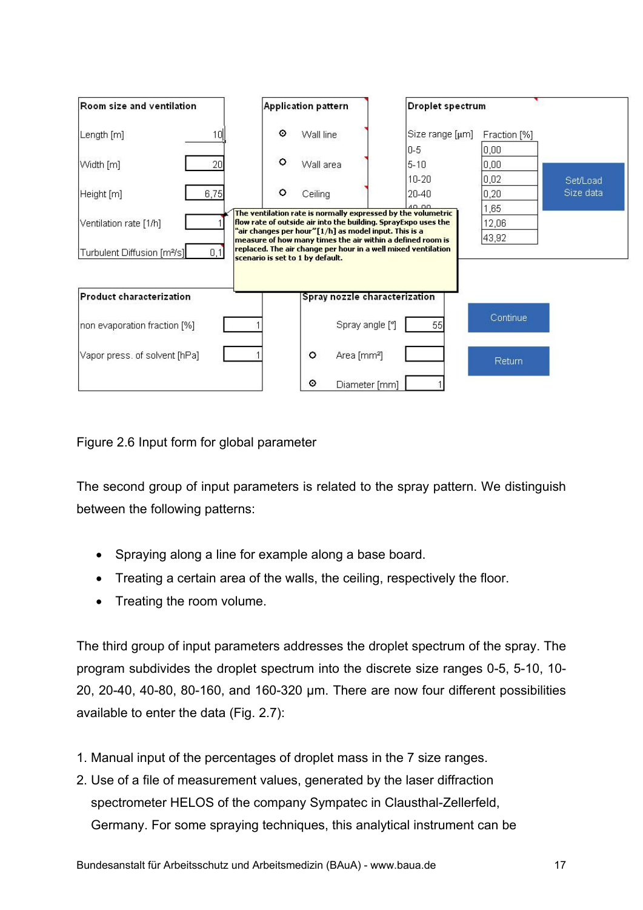Figure 2.6 Input form for global parameter

The second group of input parameters is related to the spray pattern. We distinguish between the following patterns:

- Spraying along a line for example along a base board.
- Treating a certain area of the walls, the ceiling, respectively the floor.
- Treating the room volume.

The third group of input parameters addresses the droplet spectrum of the spray. The program subdivides the droplet spectrum into the discrete size ranges 0-5, 5-10, 10-20, 20-40, 40-80, 80-160, and 160-320 µm. There are now four different possibilities available to enter the data (Fig. 2.7):

1. Manual input of the percentages of droplet mass in the 7 size ranges.
2. Use of a file of measurement values, generated by the laser diffraction spectrometer HELOS of the company Sympatec in Clausthal-Zellerfeld, Germany. For some spraying techniques, this analytical instrument can be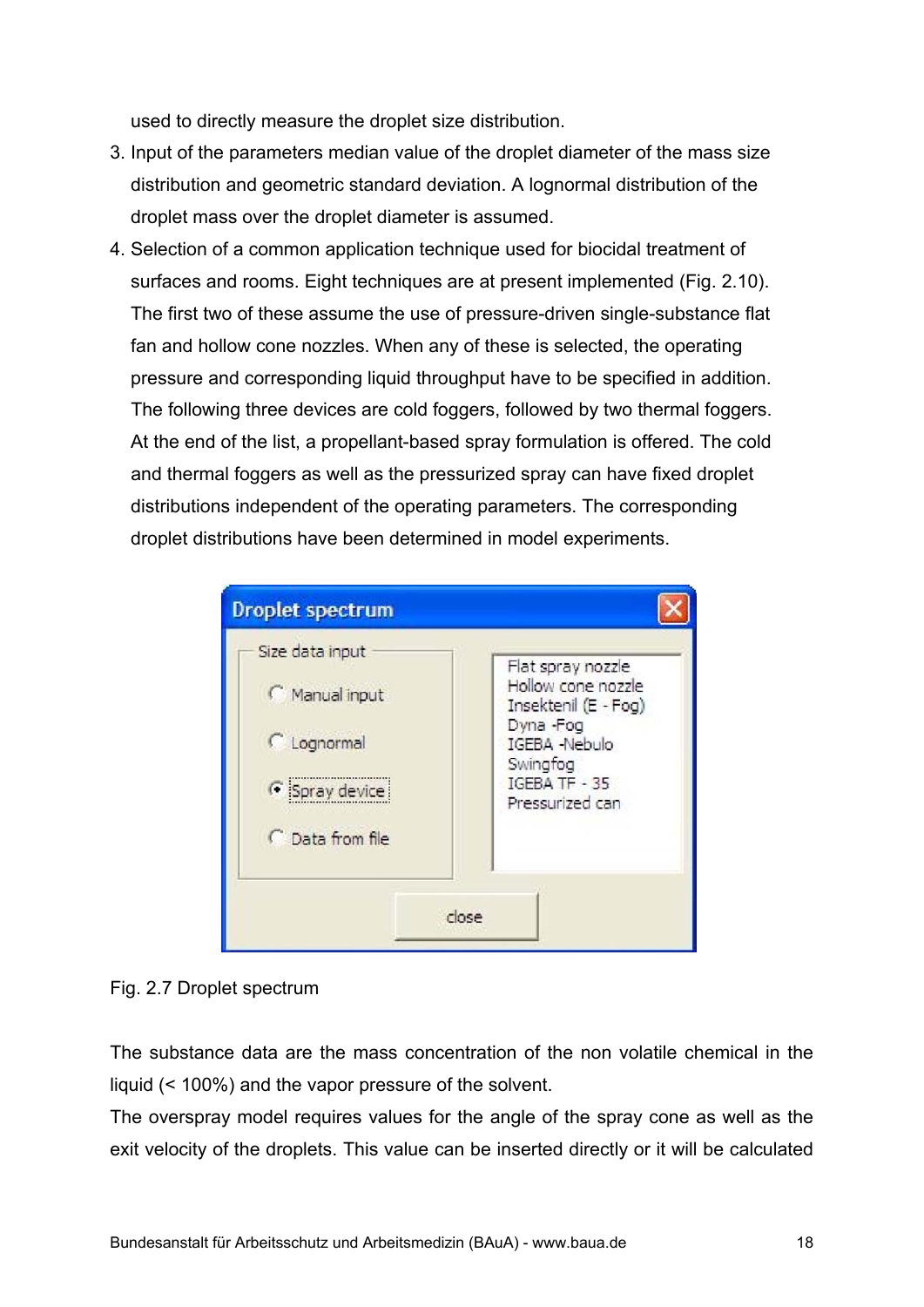used to directly measure the droplet size distribution.

3. Input of the parameters median value of the droplet diameter of the mass size distribution and geometric standard deviation. A lognormal distribution of the droplet mass over the droplet diameter is assumed.
4. Selection of a common application technique used for biocidal treatment of surfaces and rooms. Eight techniques are at present implemented (Fig. 2.10). The first two of these assume the use of pressure-driven single-substance flat fan and hollow cone nozzles. When any of these is selected, the operating pressure and corresponding liquid throughput have to be specified in addition. The following three devices are cold foggers, followed by two thermal foggers. At the end of the list, a propellant-based spray formulation is offered. The cold and thermal foggers as well as the pressurized spray can have fixed droplet distributions independent of the operating parameters. The corresponding droplet distributions have been determined in model experiments.

Fig. 2.7 Droplet spectrum

The substance data are the mass concentration of the non volatile chemical in the liquid (< 100%) and the vapor pressure of the solvent.

The overspray model requires values for the angle of the spray cone as well as the exit velocity of the droplets. This value can be inserted directly or it will be calculated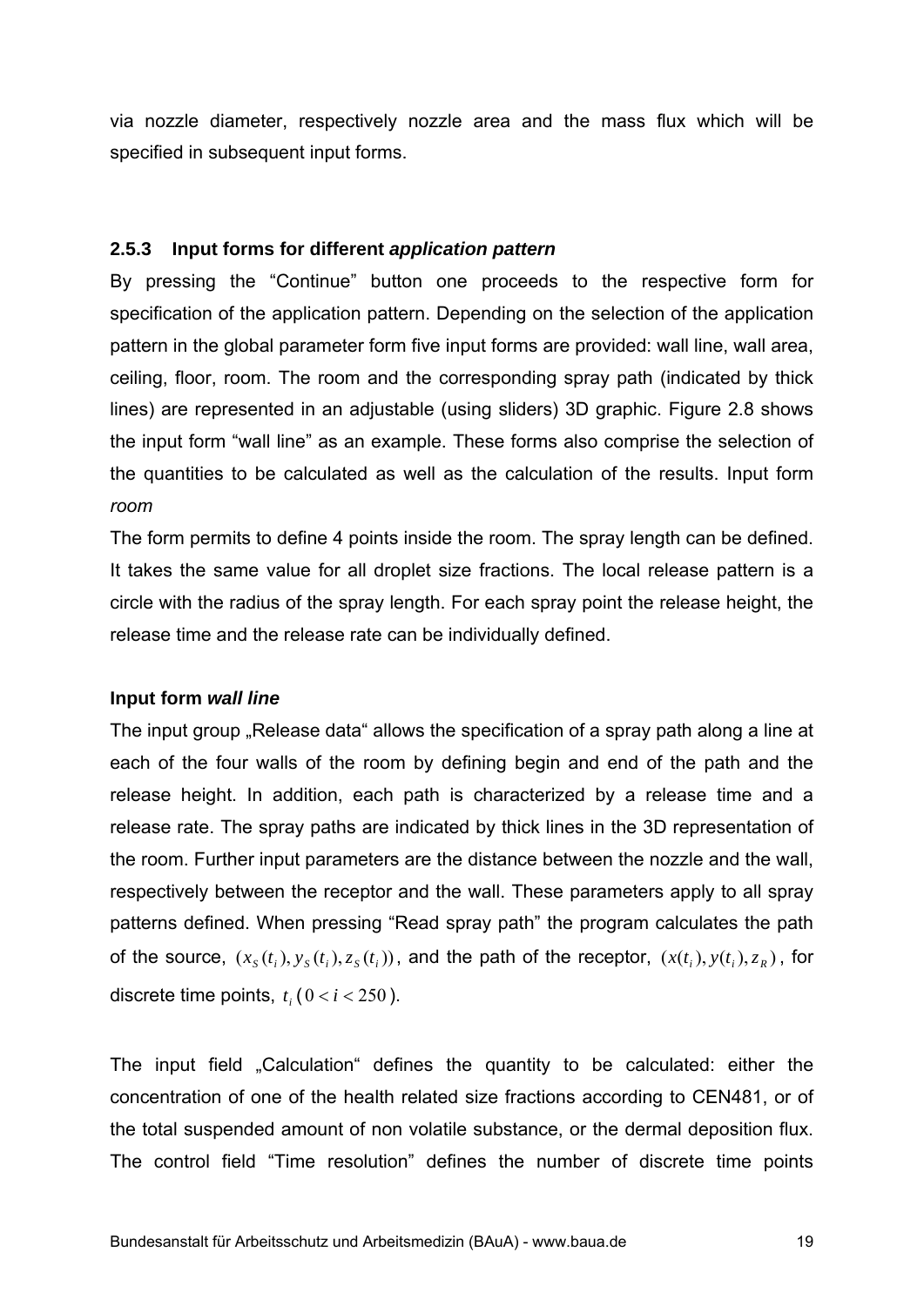via nozzle diameter, respectively nozzle area and the mass flux which will be specified in subsequent input forms.

### 2.5.3 Input forms for different *application pattern*

By pressing the “Continue” button one proceeds to the respective form for specification of the application pattern. Depending on the selection of the application pattern in the global parameter form five input forms are provided: wall line, wall area, ceiling, floor, room. The room and the corresponding spray path (indicated by thick lines) are represented in an adjustable (using sliders) 3D graphic. Figure 2.8 shows the input form “wall line” as an example. These forms also comprise the selection of the quantities to be calculated as well as the calculation of the results. Input form *room*

The form permits to define 4 points inside the room. The spray length can be defined. It takes the same value for all droplet size fractions. The local release pattern is a circle with the radius of the spray length. For each spray point the release height, the release time and the release rate can be individually defined.

**Input form *wall line***

The input group „Release data“ allows the specification of a spray path along a line at each of the four walls of the room by defining begin and end of the path and the release height. In addition, each path is characterized by a release time and a release rate. The spray paths are indicated by thick lines in the 3D representation of the room. Further input parameters are the distance between the nozzle and the wall, respectively between the receptor and the wall. These parameters apply to all spray patterns defined. When pressing “Read spray path” the program calculates the path of the source, $(x_S(t_i), y_S(t_i), z_S(t_i))$, and the path of the receptor, $(x(t_i), y(t_i), z_R)$, for discrete time points, $t_i$ ($0 < i < 250$).

The input field „Calculation“ defines the quantity to be calculated: either the concentration of one of the health related size fractions according to CEN481, or of the total suspended amount of non volatile substance, or the dermal deposition flux. The control field “Time resolution” defines the number of discrete time points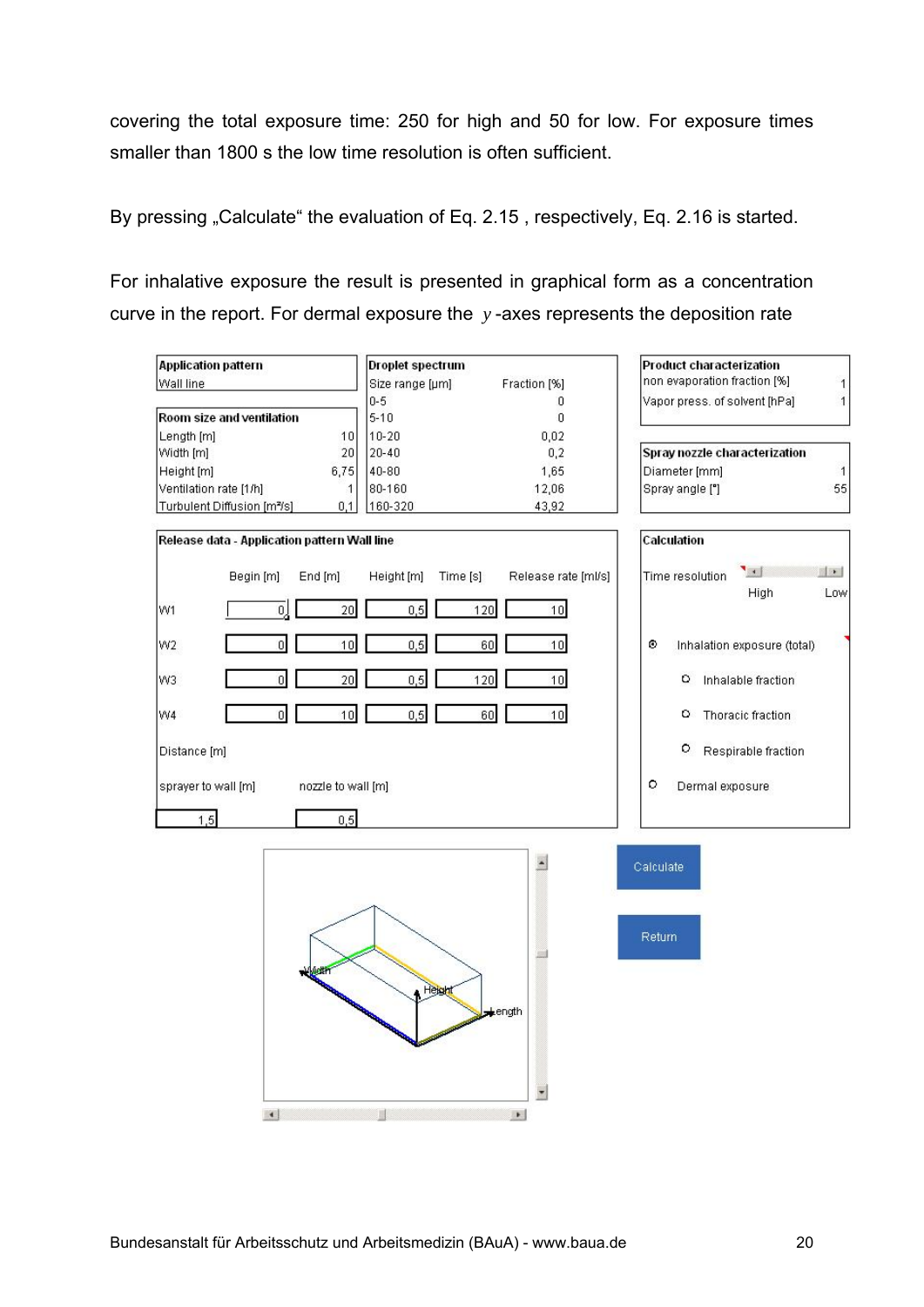covering the total exposure time: 250 for high and 50 for low. For exposure times smaller than 1800 s the low time resolution is often sufficient.

By pressing „Calculate" the evaluation of Eq. 2.15 , respectively, Eq. 2.16 is started.

For inhalative exposure the result is presented in graphical form as a concentration curve in the report. For dermal exposure the $y$-axes represents the deposition rate

**Application pattern**
Wall line

**Room size and ventilation**

| | |
|---|---|
| Length [m] | 10 |
| Width [m] | 20 |
| Height [m] | 6,75 |
| Ventilation rate [1/h] | 1 |
| Turbulent Diffusion [m²/s] | 0,1 |

**Droplet spectrum**

| Size range [µm] | Fraction [%] |
|---|---|
| 0-5 | 0 |
| 5-10 | 0 |
| 10-20 | 0,02 |
| 20-40 | 0,2 |
| 40-80 | 1,65 |
| 80-160 | 12,06 |
| 160-320 | 43,92 |

**Product characterization**

| | |
|---|---|
| non evaporation fraction [%] | 1 |
| Vapor press. of solvent [hPa] | 1 |

**Spray nozzle characterization**

| | |
|---|---|
| Diameter [mm] | 1 |
| Spray angle [°] | 55 |

**Release data - Application pattern Wall line**

| | Begin [m] | End [m] | Height [m] | Time [s] | Release rate [ml/s] |
|---|---|---|---|---|---|
| W1 | 0 | 20 | 0,5 | 120 | 10 |
| W2 | 0 | 10 | 0,5 | 60 | 10 |
| W3 | 0 | 20 | 0,5 | 120 | 10 |
| W4 | 0 | 10 | 0,5 | 60 | 10 |

Distance [m]

| sprayer to wall [m] | nozzle to wall [m] |
|---|---|
| 1,5 | 0,5 |

**Calculation**

Time resolution: High – Low

- ⦿ Inhalation exposure (total)
  - ○ Inhalable fraction
  - ○ Thoracic fraction
  - ○ Respirable fraction
- ○ Dermal exposure

Calculate

Return

Width, Height, Length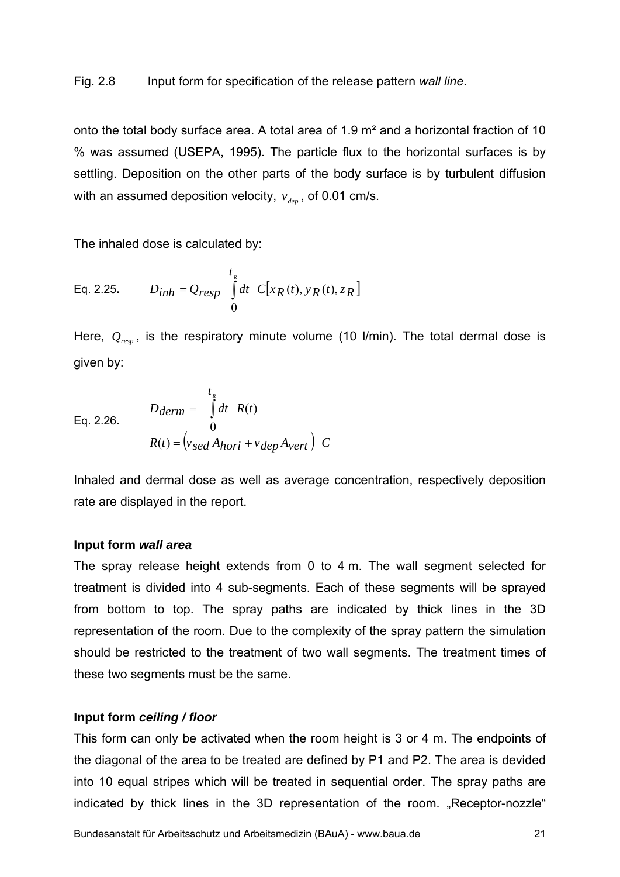Fig. 2.8 Input form for specification of the release pattern *wall line*.

onto the total body surface area. A total area of 1.9 m² and a horizontal fraction of 10 % was assumed (USEPA, 1995). The particle flux to the horizontal surfaces is by settling. Deposition on the other parts of the body surface is by turbulent diffusion with an assumed deposition velocity, $v_{dep}$, of 0.01 cm/s.

The inhaled dose is calculated by:

Eq. 2.25. $$D_{inh} = Q_{resp} \int_{0}^{t_R} dt \; C[x_R(t), y_R(t), z_R]$$

Here, $Q_{resp}$, is the respiratory minute volume (10 l/min). The total dermal dose is given by:

Eq. 2.26. $$D_{derm} = \int_{0}^{t_R} dt \; R(t)$$
$$R(t) = \left(v_{sed} A_{hori} + v_{dep} A_{vert}\right) \; C$$

Inhaled and dermal dose as well as average concentration, respectively deposition rate are displayed in the report.

**Input form *wall area***

The spray release height extends from 0 to 4 m. The wall segment selected for treatment is divided into 4 sub-segments. Each of these segments will be sprayed from bottom to top. The spray paths are indicated by thick lines in the 3D representation of the room. Due to the complexity of the spray pattern the simulation should be restricted to the treatment of two wall segments. The treatment times of these two segments must be the same.

**Input form *ceiling / floor***

This form can only be activated when the room height is 3 or 4 m. The endpoints of the diagonal of the area to be treated are defined by P1 and P2. The area is devided into 10 equal stripes which will be treated in sequential order. The spray paths are indicated by thick lines in the 3D representation of the room. „Receptor-nozzle“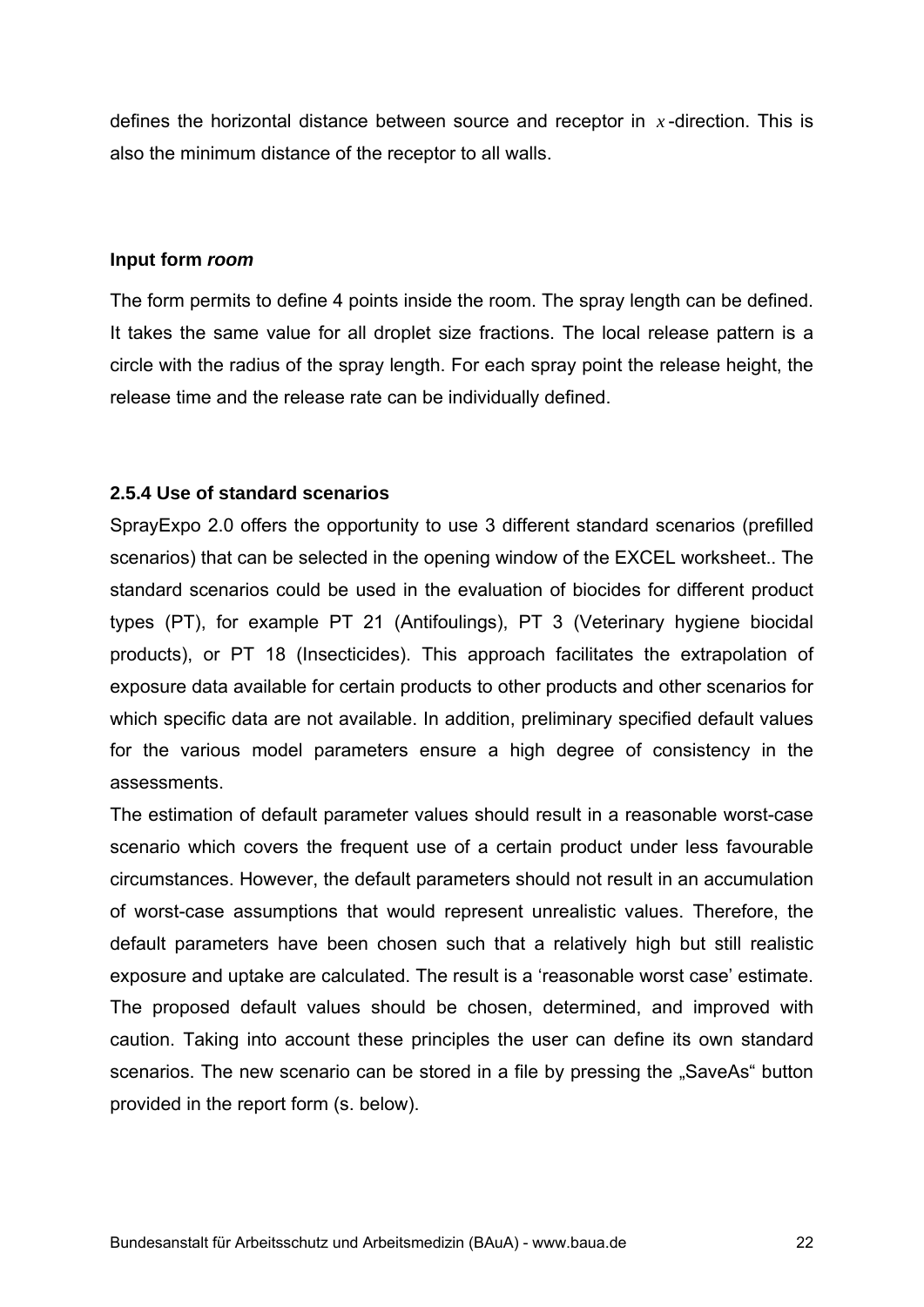defines the horizontal distance between source and receptor in $x$-direction. This is also the minimum distance of the receptor to all walls.

**Input form *room***

The form permits to define 4 points inside the room. The spray length can be defined. It takes the same value for all droplet size fractions. The local release pattern is a circle with the radius of the spray length. For each spray point the release height, the release time and the release rate can be individually defined.

### 2.5.4 Use of standard scenarios

SprayExpo 2.0 offers the opportunity to use 3 different standard scenarios (prefilled scenarios) that can be selected in the opening window of the EXCEL worksheet.. The standard scenarios could be used in the evaluation of biocides for different product types (PT), for example PT 21 (Antifoulings), PT 3 (Veterinary hygiene biocidal products), or PT 18 (Insecticides). This approach facilitates the extrapolation of exposure data available for certain products to other products and other scenarios for which specific data are not available. In addition, preliminary specified default values for the various model parameters ensure a high degree of consistency in the assessments.

The estimation of default parameter values should result in a reasonable worst-case scenario which covers the frequent use of a certain product under less favourable circumstances. However, the default parameters should not result in an accumulation of worst-case assumptions that would represent unrealistic values. Therefore, the default parameters have been chosen such that a relatively high but still realistic exposure and uptake are calculated. The result is a 'reasonable worst case' estimate. The proposed default values should be chosen, determined, and improved with caution. Taking into account these principles the user can define its own standard scenarios. The new scenario can be stored in a file by pressing the „SaveAs" button provided in the report form (s. below).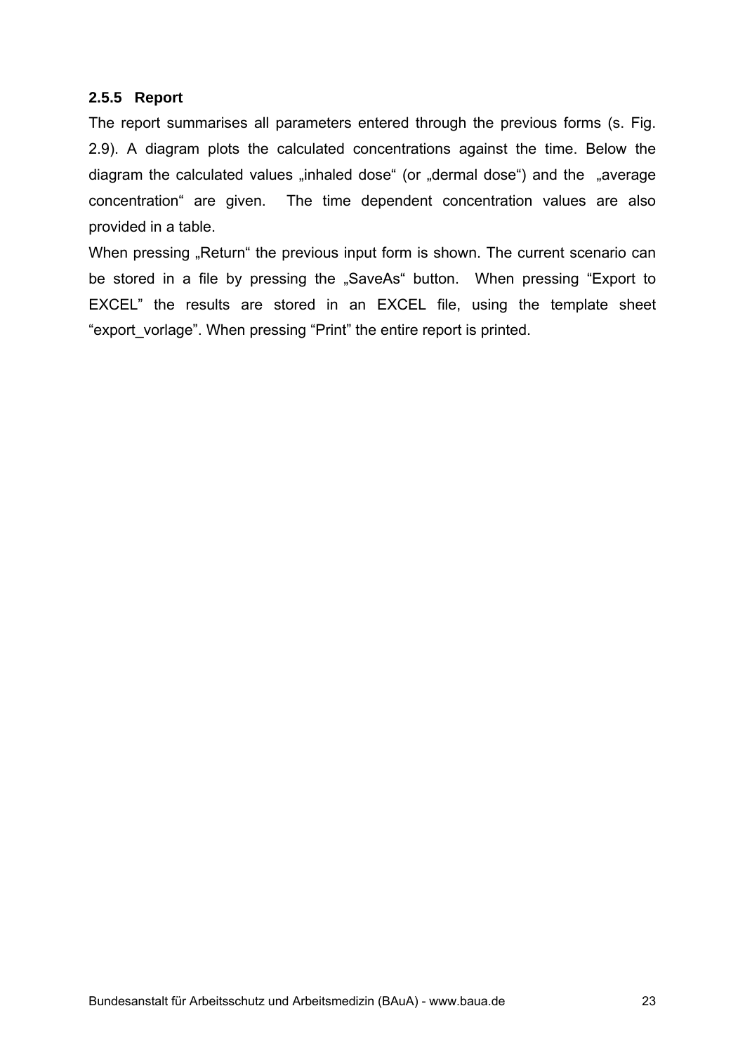### 2.5.5 Report

The report summarises all parameters entered through the previous forms (s. Fig. 2.9). A diagram plots the calculated concentrations against the time. Below the diagram the calculated values „inhaled dose“ (or „dermal dose“) and the „average concentration“ are given. The time dependent concentration values are also provided in a table.

When pressing „Return“ the previous input form is shown. The current scenario can be stored in a file by pressing the „SaveAs“ button. When pressing “Export to EXCEL” the results are stored in an EXCEL file, using the template sheet “export_vorlage”. When pressing “Print” the entire report is printed.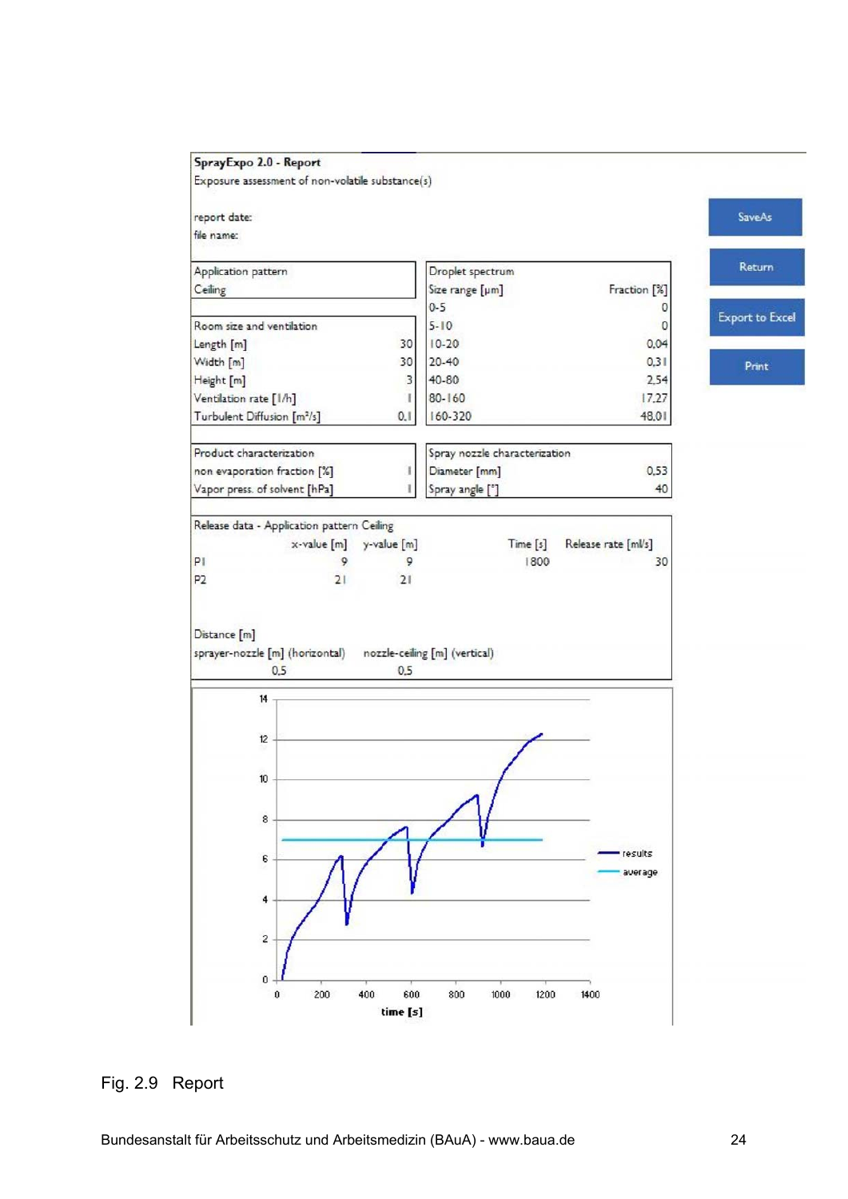**SprayExpo 2.0 - Report**

Exposure assessment of non-volatile substance(s)

report date:

file name:

SaveAs | Return | Export to Excel | Print

| Application pattern | |
|---|---|
| Ceiling | |

| Room size and ventilation | |
|---|---|
| Length [m] | 30 |
| Width [m] | 30 |
| Height [m] | 3 |
| Ventilation rate [1/h] | 1 |
| Turbulent Diffusion [m²/s] | 0,1 |

| Droplet spectrum | |
|---|---|
| Size range [µm] | Fraction [%] |
| 0-5 | 0 |
| 5-10 | 0 |
| 10-20 | 0,04 |
| 20-40 | 0,31 |
| 40-80 | 2,54 |
| 80-160 | 17,27 |
| 160-320 | 48,01 |

| Product characterization | |
|---|---|
| non evaporation fraction [%] | 1 |
| Vapor press. of solvent [hPa] | 1 |

| Spray nozzle characterization | |
|---|---|
| Diameter [mm] | 0,53 |
| Spray angle [°] | 40 |

Release data - Application pattern Ceiling

| | x-value [m] | y-value [m] | Time [s] | Release rate [ml/s] |
|---|---|---|---|---|
| P1 | 9 | 9 | 1800 | 30 |
| P2 | 21 | 21 | | |

Distance [m]

| sprayer-nozzle [m] (horizontal) | nozzle-ceiling [m] (vertical) |
|---|---|
| 0,5 | 0,5 |

Fig. 2.9 Report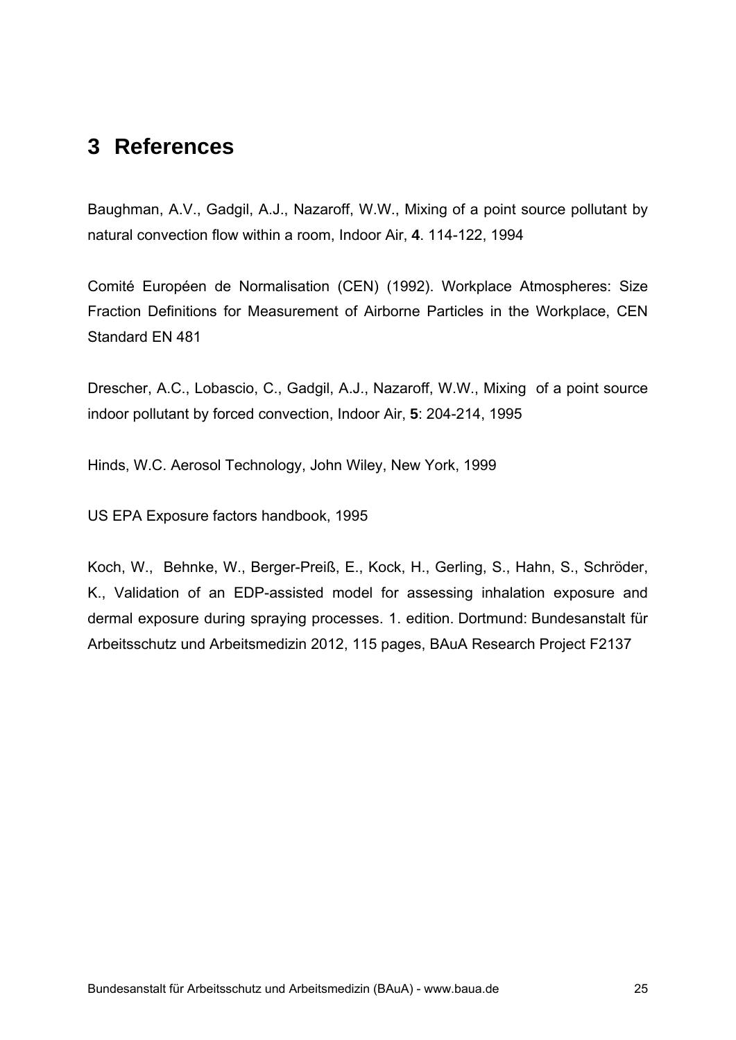# 3 References

Baughman, A.V., Gadgil, A.J., Nazaroff, W.W., Mixing of a point source pollutant by natural convection flow within a room, Indoor Air, **4**. 114-122, 1994

Comité Européen de Normalisation (CEN) (1992). Workplace Atmospheres: Size Fraction Definitions for Measurement of Airborne Particles in the Workplace, CEN Standard EN 481

Drescher, A.C., Lobascio, C., Gadgil, A.J., Nazaroff, W.W., Mixing of a point source indoor pollutant by forced convection, Indoor Air, **5**: 204-214, 1995

Hinds, W.C. Aerosol Technology, John Wiley, New York, 1999

US EPA Exposure factors handbook, 1995

Koch, W., Behnke, W., Berger-Preiß, E., Kock, H., Gerling, S., Hahn, S., Schröder, K., Validation of an EDP-assisted model for assessing inhalation exposure and dermal exposure during spraying processes. 1. edition. Dortmund: Bundesanstalt für Arbeitsschutz und Arbeitsmedizin 2012, 115 pages, BAuA Research Project F2137